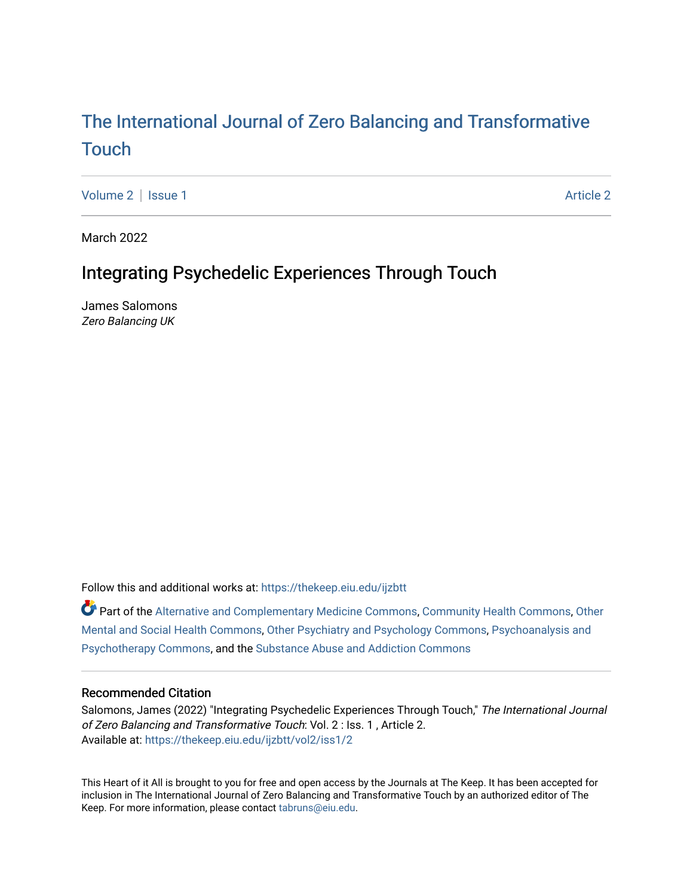# The International Journal of Zero Balancing and Transformative Touch

Volume 2 | Issue 1 Article 2

March 2022

## Integrating Psychedelic Experiences Through Touch

James Salomons
*Zero Balancing UK*

Follow this and additional works at: https://thekeep.eiu.edu/ijzbtt

Part of the Alternative and Complementary Medicine Commons, Community Health Commons, Other Mental and Social Health Commons, Other Psychiatry and Psychology Commons, Psychoanalysis and Psychotherapy Commons, and the Substance Abuse and Addiction Commons

### Recommended Citation

Salomons, James (2022) "Integrating Psychedelic Experiences Through Touch," *The International Journal of Zero Balancing and Transformative Touch*: Vol. 2 : Iss. 1 , Article 2.
Available at: https://thekeep.eiu.edu/ijzbtt/vol2/iss1/2

This Heart of it All is brought to you for free and open access by the Journals at The Keep. It has been accepted for inclusion in The International Journal of Zero Balancing and Transformative Touch by an authorized editor of The Keep. For more information, please contact tabruns@eiu.edu.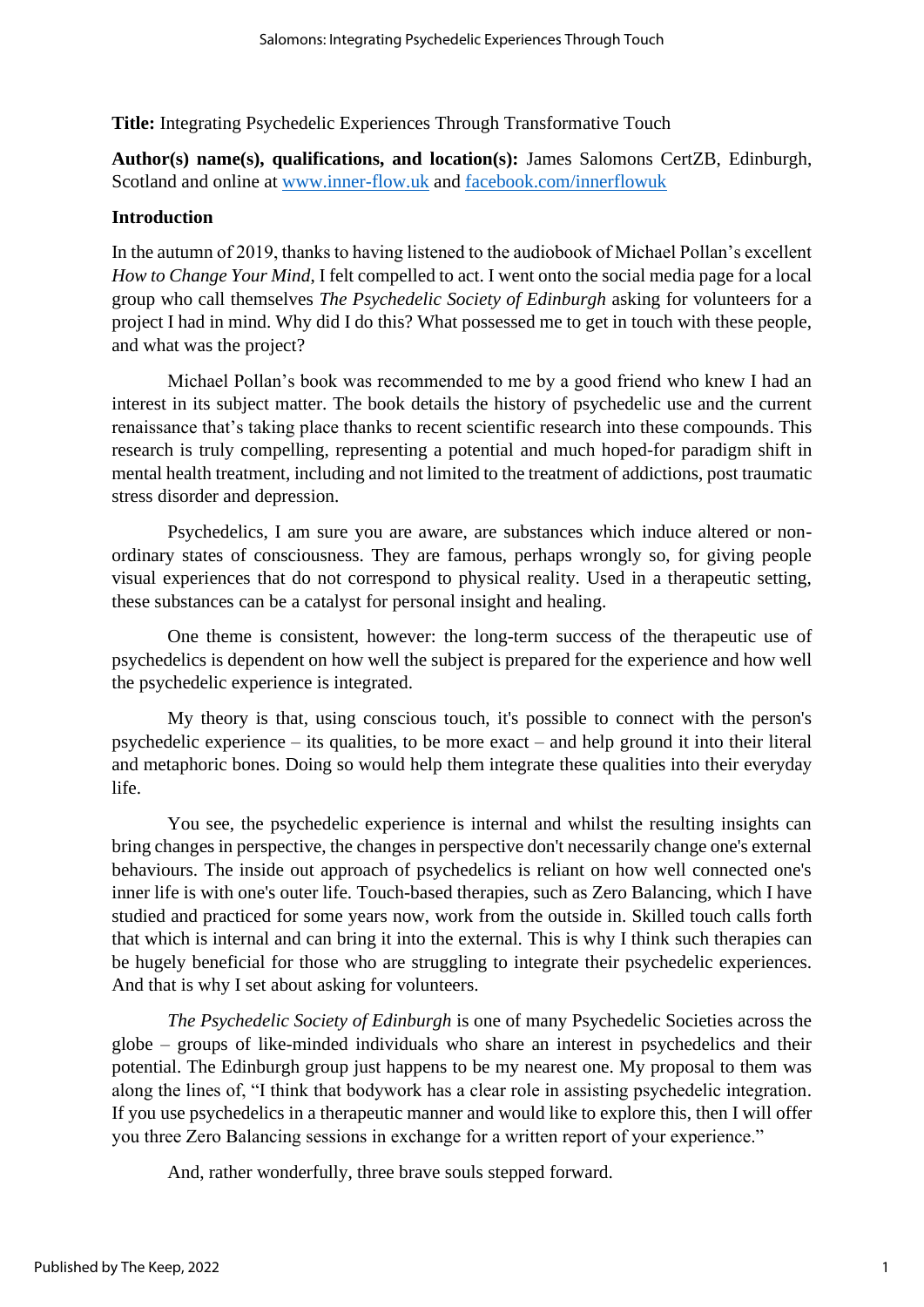**Title:** Integrating Psychedelic Experiences Through Transformative Touch

**Author(s) name(s), qualifications, and location(s):** James Salomons CertZB, Edinburgh, Scotland and online at [www.inner-flow.uk](www.inner-flow.uk) and [facebook.com/innerflowuk](facebook.com/innerflowuk)

**Introduction**

In the autumn of 2019, thanks to having listened to the audiobook of Michael Pollan's excellent *How to Change Your Mind*, I felt compelled to act. I went onto the social media page for a local group who call themselves *The Psychedelic Society of Edinburgh* asking for volunteers for a project I had in mind. Why did I do this? What possessed me to get in touch with these people, and what was the project?

Michael Pollan's book was recommended to me by a good friend who knew I had an interest in its subject matter. The book details the history of psychedelic use and the current renaissance that's taking place thanks to recent scientific research into these compounds. This research is truly compelling, representing a potential and much hoped-for paradigm shift in mental health treatment, including and not limited to the treatment of addictions, post traumatic stress disorder and depression.

Psychedelics, I am sure you are aware, are substances which induce altered or non-ordinary states of consciousness. They are famous, perhaps wrongly so, for giving people visual experiences that do not correspond to physical reality. Used in a therapeutic setting, these substances can be a catalyst for personal insight and healing.

One theme is consistent, however: the long-term success of the therapeutic use of psychedelics is dependent on how well the subject is prepared for the experience and how well the psychedelic experience is integrated.

My theory is that, using conscious touch, it's possible to connect with the person's psychedelic experience – its qualities, to be more exact – and help ground it into their literal and metaphoric bones. Doing so would help them integrate these qualities into their everyday life.

You see, the psychedelic experience is internal and whilst the resulting insights can bring changes in perspective, the changes in perspective don't necessarily change one's external behaviours. The inside out approach of psychedelics is reliant on how well connected one's inner life is with one's outer life. Touch-based therapies, such as Zero Balancing, which I have studied and practiced for some years now, work from the outside in. Skilled touch calls forth that which is internal and can bring it into the external. This is why I think such therapies can be hugely beneficial for those who are struggling to integrate their psychedelic experiences. And that is why I set about asking for volunteers.

*The Psychedelic Society of Edinburgh* is one of many Psychedelic Societies across the globe – groups of like-minded individuals who share an interest in psychedelics and their potential. The Edinburgh group just happens to be my nearest one. My proposal to them was along the lines of, "I think that bodywork has a clear role in assisting psychedelic integration. If you use psychedelics in a therapeutic manner and would like to explore this, then I will offer you three Zero Balancing sessions in exchange for a written report of your experience."

And, rather wonderfully, three brave souls stepped forward.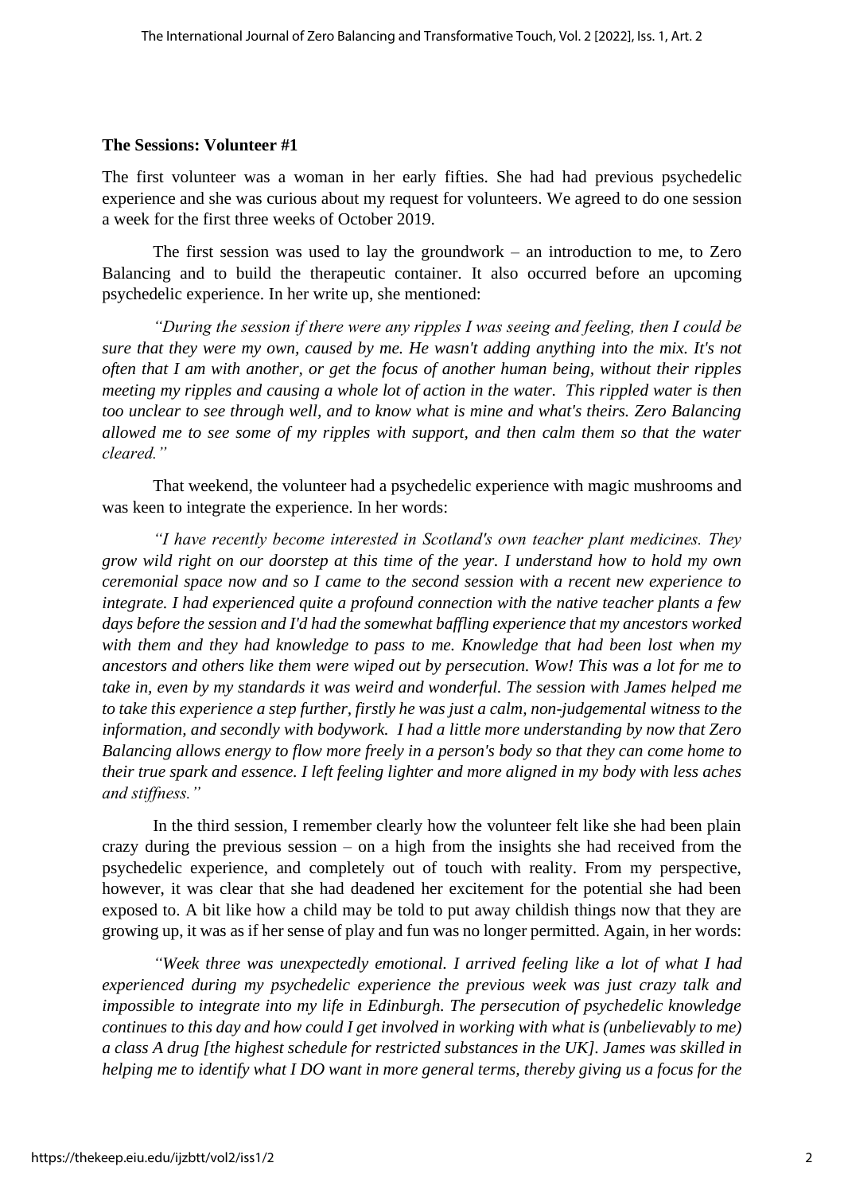### The Sessions: Volunteer #1

The first volunteer was a woman in her early fifties. She had had previous psychedelic experience and she was curious about my request for volunteers. We agreed to do one session a week for the first three weeks of October 2019.

The first session was used to lay the groundwork – an introduction to me, to Zero Balancing and to build the therapeutic container. It also occurred before an upcoming psychedelic experience. In her write up, she mentioned:

*"During the session if there were any ripples I was seeing and feeling, then I could be sure that they were my own, caused by me. He wasn't adding anything into the mix. It's not often that I am with another, or get the focus of another human being, without their ripples meeting my ripples and causing a whole lot of action in the water. This rippled water is then too unclear to see through well, and to know what is mine and what's theirs. Zero Balancing allowed me to see some of my ripples with support, and then calm them so that the water cleared."*

That weekend, the volunteer had a psychedelic experience with magic mushrooms and was keen to integrate the experience. In her words:

*"I have recently become interested in Scotland's own teacher plant medicines. They grow wild right on our doorstep at this time of the year. I understand how to hold my own ceremonial space now and so I came to the second session with a recent new experience to integrate. I had experienced quite a profound connection with the native teacher plants a few days before the session and I'd had the somewhat baffling experience that my ancestors worked with them and they had knowledge to pass to me. Knowledge that had been lost when my ancestors and others like them were wiped out by persecution. Wow! This was a lot for me to take in, even by my standards it was weird and wonderful. The session with James helped me to take this experience a step further, firstly he was just a calm, non-judgemental witness to the information, and secondly with bodywork. I had a little more understanding by now that Zero Balancing allows energy to flow more freely in a person's body so that they can come home to their true spark and essence. I left feeling lighter and more aligned in my body with less aches and stiffness."*

In the third session, I remember clearly how the volunteer felt like she had been plain crazy during the previous session – on a high from the insights she had received from the psychedelic experience, and completely out of touch with reality. From my perspective, however, it was clear that she had deadened her excitement for the potential she had been exposed to. A bit like how a child may be told to put away childish things now that they are growing up, it was as if her sense of play and fun was no longer permitted. Again, in her words:

*"Week three was unexpectedly emotional. I arrived feeling like a lot of what I had experienced during my psychedelic experience the previous week was just crazy talk and impossible to integrate into my life in Edinburgh. The persecution of psychedelic knowledge continues to this day and how could I get involved in working with what is (unbelievably to me) a class A drug [the highest schedule for restricted substances in the UK]. James was skilled in helping me to identify what I DO want in more general terms, thereby giving us a focus for the*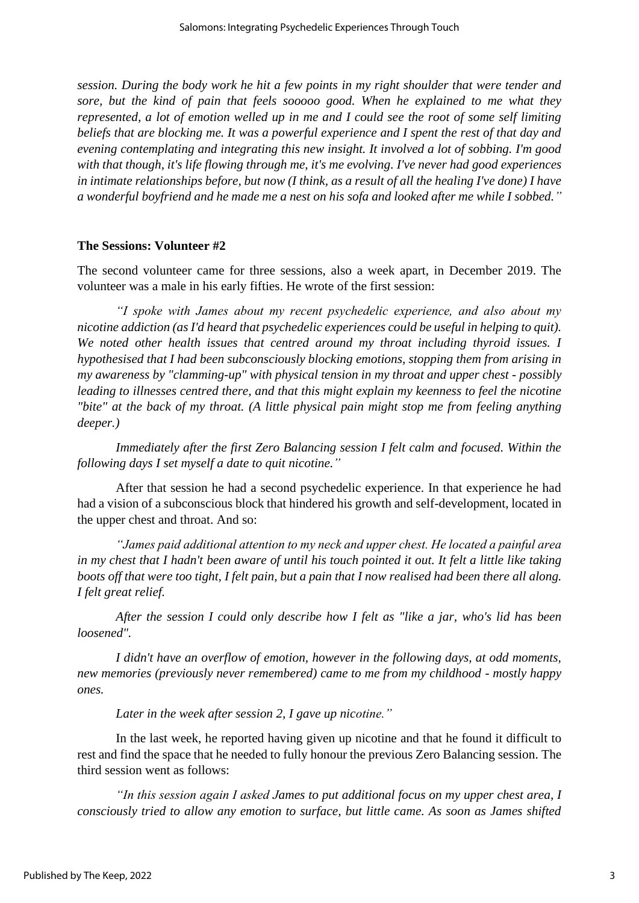*session. During the body work he hit a few points in my right shoulder that were tender and sore, but the kind of pain that feels sooooo good. When he explained to me what they represented, a lot of emotion welled up in me and I could see the root of some self limiting beliefs that are blocking me. It was a powerful experience and I spent the rest of that day and evening contemplating and integrating this new insight. It involved a lot of sobbing. I'm good with that though, it's life flowing through me, it's me evolving. I've never had good experiences in intimate relationships before, but now (I think, as a result of all the healing I've done) I have a wonderful boyfriend and he made me a nest on his sofa and looked after me while I sobbed."*

**The Sessions: Volunteer #2**

The second volunteer came for three sessions, also a week apart, in December 2019. The volunteer was a male in his early fifties. He wrote of the first session:

*"I spoke with James about my recent psychedelic experience, and also about my nicotine addiction (as I'd heard that psychedelic experiences could be useful in helping to quit). We noted other health issues that centred around my throat including thyroid issues. I hypothesised that I had been subconsciously blocking emotions, stopping them from arising in my awareness by "clamming-up" with physical tension in my throat and upper chest - possibly leading to illnesses centred there, and that this might explain my keenness to feel the nicotine "bite" at the back of my throat. (A little physical pain might stop me from feeling anything deeper.)*

*Immediately after the first Zero Balancing session I felt calm and focused. Within the following days I set myself a date to quit nicotine."*

After that session he had a second psychedelic experience. In that experience he had had a vision of a subconscious block that hindered his growth and self-development, located in the upper chest and throat. And so:

*"James paid additional attention to my neck and upper chest. He located a painful area in my chest that I hadn't been aware of until his touch pointed it out. It felt a little like taking boots off that were too tight, I felt pain, but a pain that I now realised had been there all along. I felt great relief.*

*After the session I could only describe how I felt as "like a jar, who's lid has been loosened".*

*I didn't have an overflow of emotion, however in the following days, at odd moments, new memories (previously never remembered) came to me from my childhood - mostly happy ones.*

*Later in the week after session 2, I gave up nicotine."*

In the last week, he reported having given up nicotine and that he found it difficult to rest and find the space that he needed to fully honour the previous Zero Balancing session. The third session went as follows:

*"In this session again I asked James to put additional focus on my upper chest area, I consciously tried to allow any emotion to surface, but little came. As soon as James shifted*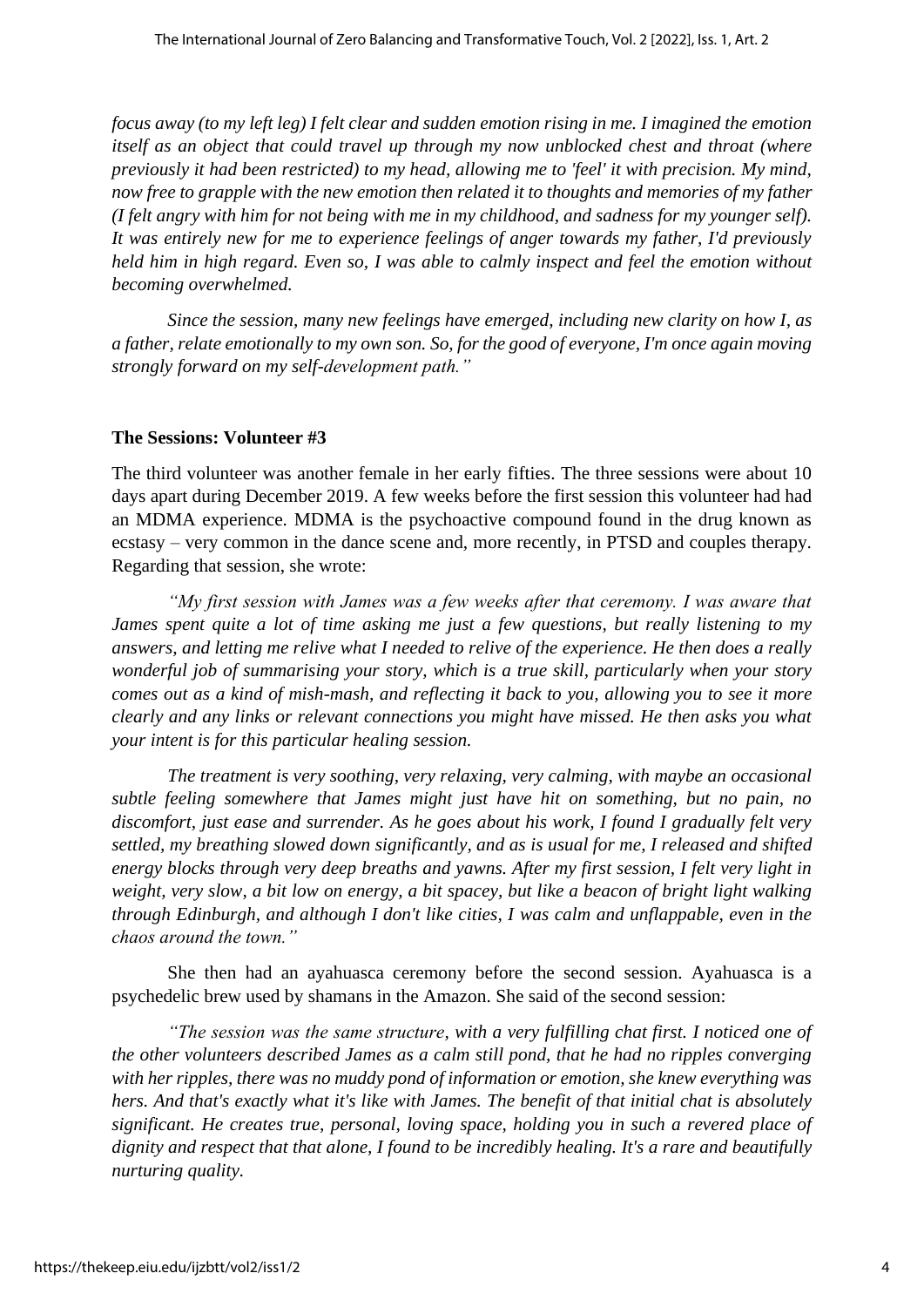*focus away (to my left leg) I felt clear and sudden emotion rising in me. I imagined the emotion itself as an object that could travel up through my now unblocked chest and throat (where previously it had been restricted) to my head, allowing me to 'feel' it with precision. My mind, now free to grapple with the new emotion then related it to thoughts and memories of my father (I felt angry with him for not being with me in my childhood, and sadness for my younger self). It was entirely new for me to experience feelings of anger towards my father, I'd previously held him in high regard. Even so, I was able to calmly inspect and feel the emotion without becoming overwhelmed.*

*Since the session, many new feelings have emerged, including new clarity on how I, as a father, relate emotionally to my own son. So, for the good of everyone, I'm once again moving strongly forward on my self-development path."*

**The Sessions: Volunteer #3**

The third volunteer was another female in her early fifties. The three sessions were about 10 days apart during December 2019. A few weeks before the first session this volunteer had had an MDMA experience. MDMA is the psychoactive compound found in the drug known as ecstasy – very common in the dance scene and, more recently, in PTSD and couples therapy. Regarding that session, she wrote:

*"My first session with James was a few weeks after that ceremony. I was aware that James spent quite a lot of time asking me just a few questions, but really listening to my answers, and letting me relive what I needed to relive of the experience. He then does a really wonderful job of summarising your story, which is a true skill, particularly when your story comes out as a kind of mish-mash, and reflecting it back to you, allowing you to see it more clearly and any links or relevant connections you might have missed. He then asks you what your intent is for this particular healing session.*

*The treatment is very soothing, very relaxing, very calming, with maybe an occasional subtle feeling somewhere that James might just have hit on something, but no pain, no discomfort, just ease and surrender. As he goes about his work, I found I gradually felt very settled, my breathing slowed down significantly, and as is usual for me, I released and shifted energy blocks through very deep breaths and yawns. After my first session, I felt very light in weight, very slow, a bit low on energy, a bit spacey, but like a beacon of bright light walking through Edinburgh, and although I don't like cities, I was calm and unflappable, even in the chaos around the town."*

She then had an ayahuasca ceremony before the second session. Ayahuasca is a psychedelic brew used by shamans in the Amazon. She said of the second session:

*"The session was the same structure, with a very fulfilling chat first. I noticed one of the other volunteers described James as a calm still pond, that he had no ripples converging with her ripples, there was no muddy pond of information or emotion, she knew everything was hers. And that's exactly what it's like with James. The benefit of that initial chat is absolutely significant. He creates true, personal, loving space, holding you in such a revered place of dignity and respect that that alone, I found to be incredibly healing. It's a rare and beautifully nurturing quality.*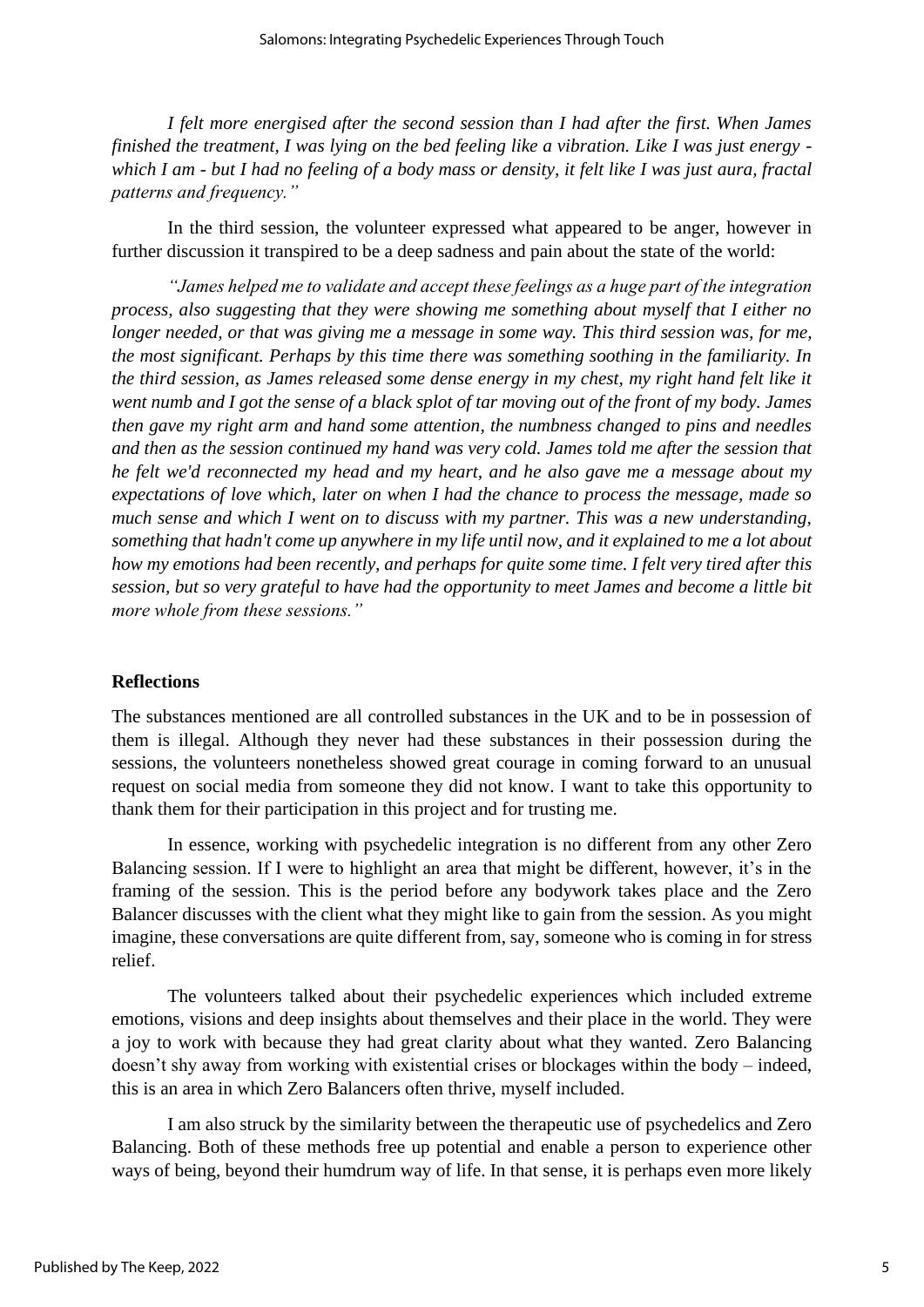*I felt more energised after the second session than I had after the first. When James finished the treatment, I was lying on the bed feeling like a vibration. Like I was just energy - which I am - but I had no feeling of a body mass or density, it felt like I was just aura, fractal patterns and frequency."*

In the third session, the volunteer expressed what appeared to be anger, however in further discussion it transpired to be a deep sadness and pain about the state of the world:

*"James helped me to validate and accept these feelings as a huge part of the integration process, also suggesting that they were showing me something about myself that I either no longer needed, or that was giving me a message in some way. This third session was, for me, the most significant. Perhaps by this time there was something soothing in the familiarity. In the third session, as James released some dense energy in my chest, my right hand felt like it went numb and I got the sense of a black splot of tar moving out of the front of my body. James then gave my right arm and hand some attention, the numbness changed to pins and needles and then as the session continued my hand was very cold. James told me after the session that he felt we'd reconnected my head and my heart, and he also gave me a message about my expectations of love which, later on when I had the chance to process the message, made so much sense and which I went on to discuss with my partner. This was a new understanding, something that hadn't come up anywhere in my life until now, and it explained to me a lot about how my emotions had been recently, and perhaps for quite some time. I felt very tired after this session, but so very grateful to have had the opportunity to meet James and become a little bit more whole from these sessions."*

## Reflections

The substances mentioned are all controlled substances in the UK and to be in possession of them is illegal. Although they never had these substances in their possession during the sessions, the volunteers nonetheless showed great courage in coming forward to an unusual request on social media from someone they did not know. I want to take this opportunity to thank them for their participation in this project and for trusting me.

In essence, working with psychedelic integration is no different from any other Zero Balancing session. If I were to highlight an area that might be different, however, it's in the framing of the session. This is the period before any bodywork takes place and the Zero Balancer discusses with the client what they might like to gain from the session. As you might imagine, these conversations are quite different from, say, someone who is coming in for stress relief.

The volunteers talked about their psychedelic experiences which included extreme emotions, visions and deep insights about themselves and their place in the world. They were a joy to work with because they had great clarity about what they wanted. Zero Balancing doesn't shy away from working with existential crises or blockages within the body – indeed, this is an area in which Zero Balancers often thrive, myself included.

I am also struck by the similarity between the therapeutic use of psychedelics and Zero Balancing. Both of these methods free up potential and enable a person to experience other ways of being, beyond their humdrum way of life. In that sense, it is perhaps even more likely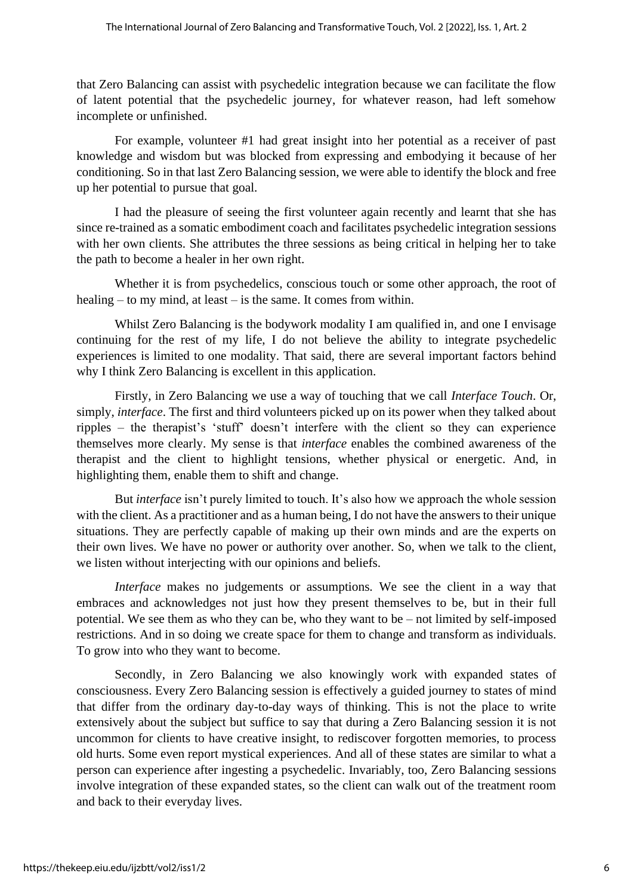that Zero Balancing can assist with psychedelic integration because we can facilitate the flow of latent potential that the psychedelic journey, for whatever reason, had left somehow incomplete or unfinished.

For example, volunteer #1 had great insight into her potential as a receiver of past knowledge and wisdom but was blocked from expressing and embodying it because of her conditioning. So in that last Zero Balancing session, we were able to identify the block and free up her potential to pursue that goal.

I had the pleasure of seeing the first volunteer again recently and learnt that she has since re-trained as a somatic embodiment coach and facilitates psychedelic integration sessions with her own clients. She attributes the three sessions as being critical in helping her to take the path to become a healer in her own right.

Whether it is from psychedelics, conscious touch or some other approach, the root of healing – to my mind, at least – is the same. It comes from within.

Whilst Zero Balancing is the bodywork modality I am qualified in, and one I envisage continuing for the rest of my life, I do not believe the ability to integrate psychedelic experiences is limited to one modality. That said, there are several important factors behind why I think Zero Balancing is excellent in this application.

Firstly, in Zero Balancing we use a way of touching that we call *Interface Touch*. Or, simply, *interface*. The first and third volunteers picked up on its power when they talked about ripples – the therapist's 'stuff' doesn't interfere with the client so they can experience themselves more clearly. My sense is that *interface* enables the combined awareness of the therapist and the client to highlight tensions, whether physical or energetic. And, in highlighting them, enable them to shift and change.

But *interface* isn't purely limited to touch. It's also how we approach the whole session with the client. As a practitioner and as a human being, I do not have the answers to their unique situations. They are perfectly capable of making up their own minds and are the experts on their own lives. We have no power or authority over another. So, when we talk to the client, we listen without interjecting with our opinions and beliefs.

*Interface* makes no judgements or assumptions. We see the client in a way that embraces and acknowledges not just how they present themselves to be, but in their full potential. We see them as who they can be, who they want to be – not limited by self-imposed restrictions. And in so doing we create space for them to change and transform as individuals. To grow into who they want to become.

Secondly, in Zero Balancing we also knowingly work with expanded states of consciousness. Every Zero Balancing session is effectively a guided journey to states of mind that differ from the ordinary day-to-day ways of thinking. This is not the place to write extensively about the subject but suffice to say that during a Zero Balancing session it is not uncommon for clients to have creative insight, to rediscover forgotten memories, to process old hurts. Some even report mystical experiences. And all of these states are similar to what a person can experience after ingesting a psychedelic. Invariably, too, Zero Balancing sessions involve integration of these expanded states, so the client can walk out of the treatment room and back to their everyday lives.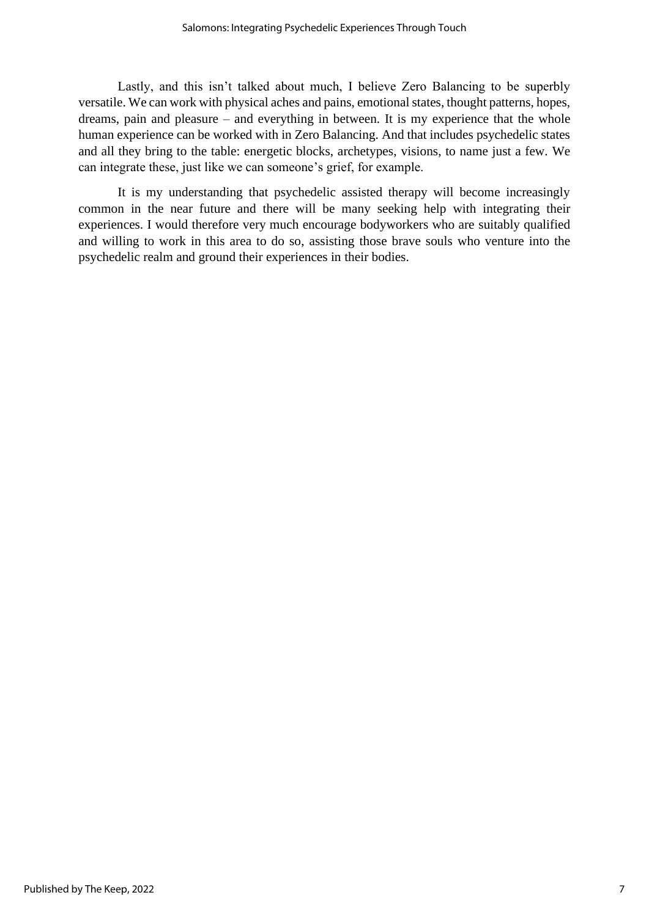Lastly, and this isn't talked about much, I believe Zero Balancing to be superbly versatile. We can work with physical aches and pains, emotional states, thought patterns, hopes, dreams, pain and pleasure – and everything in between. It is my experience that the whole human experience can be worked with in Zero Balancing. And that includes psychedelic states and all they bring to the table: energetic blocks, archetypes, visions, to name just a few. We can integrate these, just like we can someone's grief, for example.

It is my understanding that psychedelic assisted therapy will become increasingly common in the near future and there will be many seeking help with integrating their experiences. I would therefore very much encourage bodyworkers who are suitably qualified and willing to work in this area to do so, assisting those brave souls who venture into the psychedelic realm and ground their experiences in their bodies.